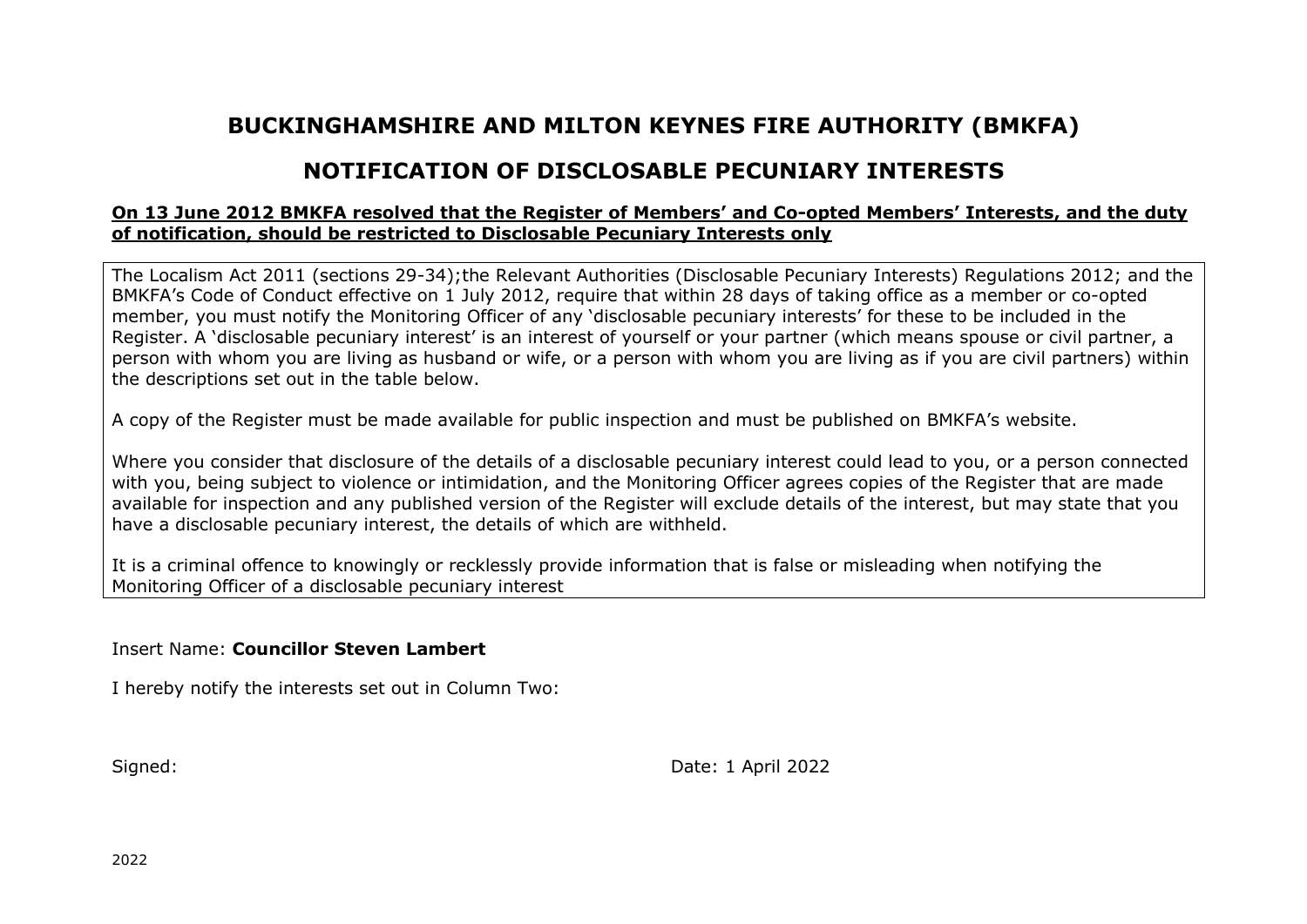# BUCKINGHAMSHIRE AND MILTON KEYNES FIRE AUTHORITY (BMKFA)

## NOTIFICATION OF DISCLOSABLE PECUNIARY INTERESTS

**On 13 June 2012 BMKFA resolved that the Register of Members' and Co-opted Members' Interests, and the duty of notification, should be restricted to Disclosable Pecuniary Interests only**

The Localism Act 2011 (sections 29-34);the Relevant Authorities (Disclosable Pecuniary Interests) Regulations 2012; and the BMKFA's Code of Conduct effective on 1 July 2012, require that within 28 days of taking office as a member or co-opted member, you must notify the Monitoring Officer of any 'disclosable pecuniary interests' for these to be included in the Register. A 'disclosable pecuniary interest' is an interest of yourself or your partner (which means spouse or civil partner, a person with whom you are living as husband or wife, or a person with whom you are living as if you are civil partners) within the descriptions set out in the table below.

A copy of the Register must be made available for public inspection and must be published on BMKFA's website.

Where you consider that disclosure of the details of a disclosable pecuniary interest could lead to you, or a person connected with you, being subject to violence or intimidation, and the Monitoring Officer agrees copies of the Register that are made available for inspection and any published version of the Register will exclude details of the interest, but may state that you have a disclosable pecuniary interest, the details of which are withheld.

It is a criminal offence to knowingly or recklessly provide information that is false or misleading when notifying the Monitoring Officer of a disclosable pecuniary interest

Insert Name: **Councillor Steven Lambert**

I hereby notify the interests set out in Column Two:

Signed:

Date: 1 April 2022

2022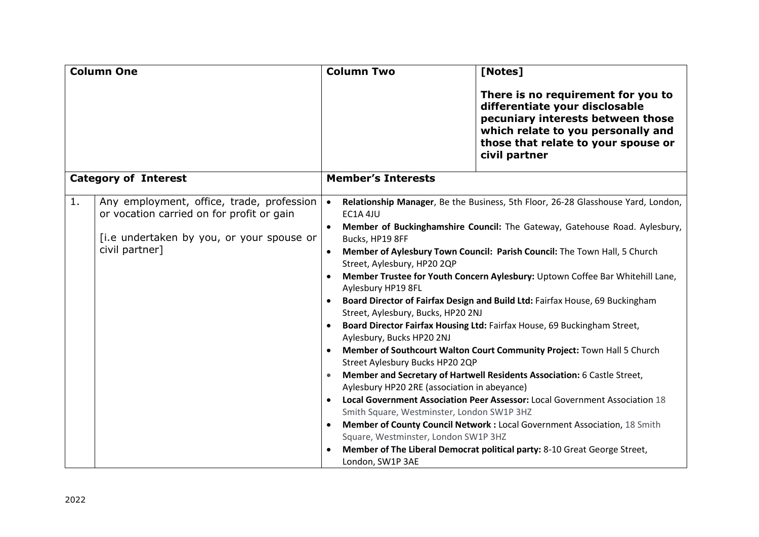| Column One | | Column Two | [Notes]<br><br>**There is no requirement for you to differentiate your disclosable pecuniary interests between those which relate to you personally and those that relate to your spouse or civil partner** |
|---|---|---|---|
| **Category of Interest** | | **Member's Interests** | |
| 1. | Any employment, office, trade, profession or vocation carried on for profit or gain<br><br>[i.e undertaken by you, or your spouse or civil partner] | • **Relationship Manager**, Be the Business, 5th Floor, 26-28 Glasshouse Yard, London, EC1A 4JU<br>• **Member of Buckinghamshire Council:** The Gateway, Gatehouse Road. Aylesbury, Bucks, HP19 8FF<br>• **Member of Aylesbury Town Council: Parish Council:** The Town Hall, 5 Church Street, Aylesbury, HP20 2QP<br>• **Member Trustee for Youth Concern Aylesbury:** Uptown Coffee Bar Whitehill Lane, Aylesbury HP19 8FL<br>• **Board Director of Fairfax Design and Build Ltd:** Fairfax House, 69 Buckingham Street, Aylesbury, Bucks, HP20 2NJ<br>• **Board Director Fairfax Housing Ltd:** Fairfax House, 69 Buckingham Street, Aylesbury, Bucks HP20 2NJ<br>• **Member of Southcourt Walton Court Community Project:** Town Hall 5 Church Street Aylesbury Bucks HP20 2QP<br>• **Member and Secretary of Hartwell Residents Association:** 6 Castle Street, Aylesbury HP20 2RE (association in abeyance)<br>• **Local Government Association Peer Assessor:** Local Government Association 18 Smith Square, Westminster, London SW1P 3HZ<br>• **Member of County Council Network :** Local Government Association, 18 Smith Square, Westminster, London SW1P 3HZ<br>• **Member of The Liberal Democrat political party:** 8-10 Great George Street, London, SW1P 3AE | |

2022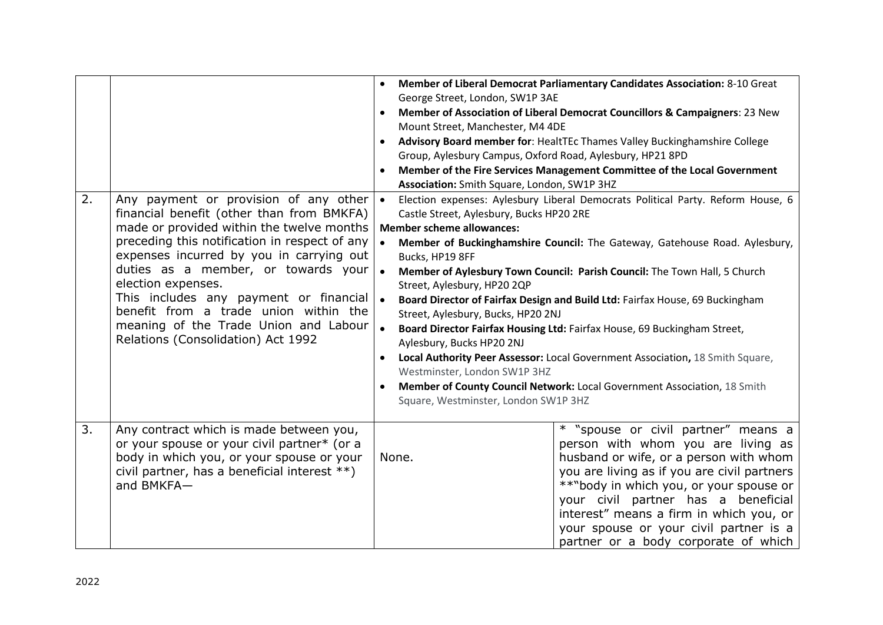| | | | |
|---|---|---|---|
| | | • **Member of Liberal Democrat Parliamentary Candidates Association:** 8-10 Great George Street, London, SW1P 3AE<br>• **Member of Association of Liberal Democrat Councillors & Campaigners**: 23 New Mount Street, Manchester, M4 4DE<br>• **Advisory Board member for**: HealtTEc Thames Valley Buckinghamshire College Group, Aylesbury Campus, Oxford Road, Aylesbury, HP21 8PD<br>• **Member of the Fire Services Management Committee of the Local Government Association:** Smith Square, London, SW1P 3HZ | |
| 2. | Any payment or provision of any other financial benefit (other than from BMKFA) made or provided within the twelve months preceding this notification in respect of any expenses incurred by you in carrying out duties as a member, or towards your election expenses.<br>This includes any payment or financial benefit from a trade union within the meaning of the Trade Union and Labour Relations (Consolidation) Act 1992 | • Election expenses: Aylesbury Liberal Democrats Political Party. Reform House, 6 Castle Street, Aylesbury, Bucks HP20 2RE<br>**Member scheme allowances:**<br>• **Member of Buckinghamshire Council:** The Gateway, Gatehouse Road. Aylesbury, Bucks, HP19 8FF<br>• **Member of Aylesbury Town Council: Parish Council:** The Town Hall, 5 Church Street, Aylesbury, HP20 2QP<br>• **Board Director of Fairfax Design and Build Ltd:** Fairfax House, 69 Buckingham Street, Aylesbury, Bucks, HP20 2NJ<br>• **Board Director Fairfax Housing Ltd:** Fairfax House, 69 Buckingham Street, Aylesbury, Bucks HP20 2NJ<br>• **Local Authority Peer Assessor:** Local Government Association**,** 18 Smith Square, Westminster, London SW1P 3HZ<br>• **Member of County Council Network:** Local Government Association, 18 Smith Square, Westminster, London SW1P 3HZ | |
| 3. | Any contract which is made between you, or your spouse or your civil partner* (or a body in which you, or your spouse or your civil partner, has a beneficial interest **) and BMKFA— | None. | * "spouse or civil partner" means a person with whom you are living as husband or wife, or a person with whom you are living as if you are civil partners<br>**"body in which you, or your spouse or your civil partner has a beneficial interest" means a firm in which you, or your spouse or your civil partner is a partner or a body corporate of which |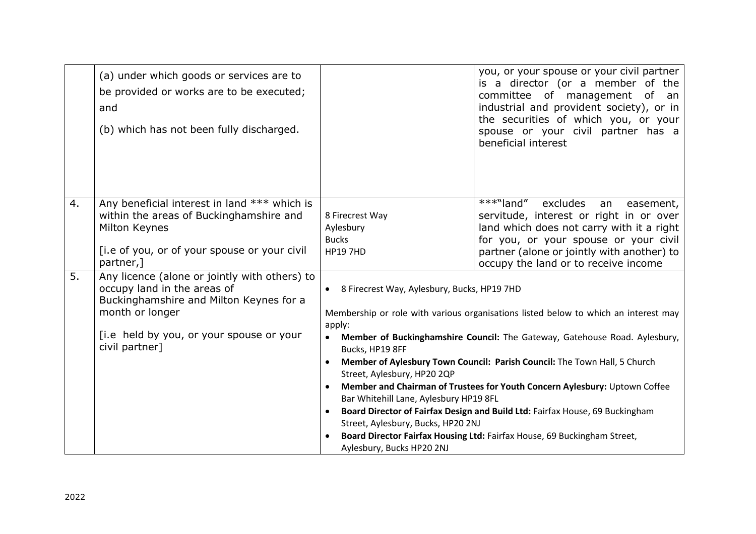| | | | |
|---|---|---|---|
| | (a) under which goods or services are to be provided or works are to be executed; and<br><br>(b) which has not been fully discharged. | | you, or your spouse or your civil partner is a director (or a member of the committee of management of an industrial and provident society), or in the securities of which you, or your spouse or your civil partner has a beneficial interest |
| 4. | Any beneficial interest in land *** which is within the areas of Buckinghamshire and Milton Keynes<br><br>[i.e of you, or of your spouse or your civil partner,] | 8 Firecrest Way<br>Aylesbury<br>Bucks<br>HP19 7HD | ***"land" excludes an easement, servitude, interest or right in or over land which does not carry with it a right for you, or your spouse or your civil partner (alone or jointly with another) to occupy the land or to receive income |
| 5. | Any licence (alone or jointly with others) to occupy land in the areas of Buckinghamshire and Milton Keynes for a month or longer<br><br>[i.e held by you, or your spouse or your civil partner] | • 8 Firecrest Way, Aylesbury, Bucks, HP19 7HD<br><br>Membership or role with various organisations listed below to which an interest may apply:<br>• **Member of Buckinghamshire Council:** The Gateway, Gatehouse Road. Aylesbury, Bucks, HP19 8FF<br>• **Member of Aylesbury Town Council: Parish Council:** The Town Hall, 5 Church Street, Aylesbury, HP20 2QP<br>• **Member and Chairman of Trustees for Youth Concern Aylesbury:** Uptown Coffee Bar Whitehill Lane, Aylesbury HP19 8FL<br>• **Board Director of Fairfax Design and Build Ltd:** Fairfax House, 69 Buckingham Street, Aylesbury, Bucks, HP20 2NJ<br>• **Board Director Fairfax Housing Ltd:** Fairfax House, 69 Buckingham Street, Aylesbury, Bucks HP20 2NJ | |

2022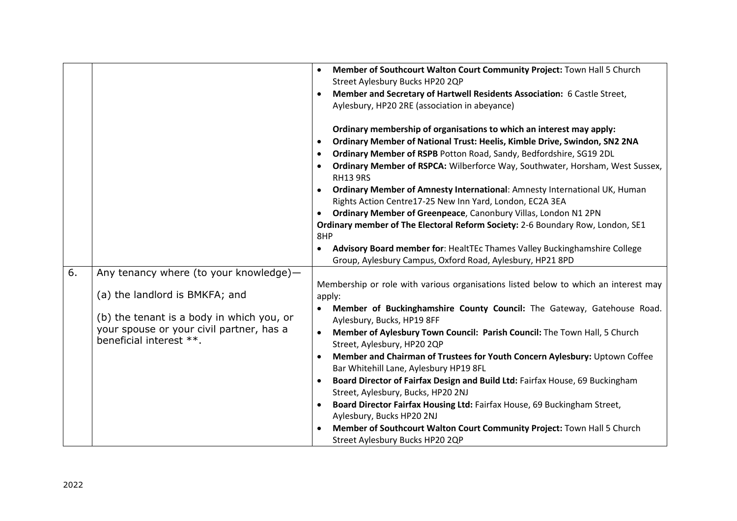| | | |
|---|---|---|
| | | • **Member of Southcourt Walton Court Community Project:** Town Hall 5 Church Street Aylesbury Bucks HP20 2QP<br>• **Member and Secretary of Hartwell Residents Association:** 6 Castle Street, Aylesbury, HP20 2RE (association in abeyance)<br><br>**Ordinary membership of organisations to which an interest may apply:**<br>• **Ordinary Member of National Trust: Heelis, Kimble Drive, Swindon, SN2 2NA**<br>• **Ordinary Member of RSPB** Potton Road, Sandy, Bedfordshire, SG19 2DL<br>• **Ordinary Member of RSPCA:** Wilberforce Way, Southwater, Horsham, West Sussex, RH13 9RS<br>• **Ordinary Member of Amnesty International**: Amnesty International UK, Human Rights Action Centre17-25 New Inn Yard, London, EC2A 3EA<br>• **Ordinary Member of Greenpeace**, Canonbury Villas, London N1 2PN<br>**Ordinary member of The Electoral Reform Society:** 2-6 Boundary Row, London, SE1 8HP<br>• **Advisory Board member for**: HealtTEc Thames Valley Buckinghamshire College Group, Aylesbury Campus, Oxford Road, Aylesbury, HP21 8PD |
| 6. | Any tenancy where (to your knowledge)—<br><br>(a) the landlord is BMKFA; and<br><br>(b) the tenant is a body in which you, or your spouse or your civil partner, has a beneficial interest **. | Membership or role with various organisations listed below to which an interest may apply:<br>• **Member of Buckinghamshire County Council:** The Gateway, Gatehouse Road. Aylesbury, Bucks, HP19 8FF<br>• **Member of Aylesbury Town Council: Parish Council:** The Town Hall, 5 Church Street, Aylesbury, HP20 2QP<br>• **Member and Chairman of Trustees for Youth Concern Aylesbury:** Uptown Coffee Bar Whitehill Lane, Aylesbury HP19 8FL<br>• **Board Director of Fairfax Design and Build Ltd:** Fairfax House, 69 Buckingham Street, Aylesbury, Bucks, HP20 2NJ<br>• **Board Director Fairfax Housing Ltd:** Fairfax House, 69 Buckingham Street, Aylesbury, Bucks HP20 2NJ<br>• **Member of Southcourt Walton Court Community Project:** Town Hall 5 Church Street Aylesbury Bucks HP20 2QP |

2022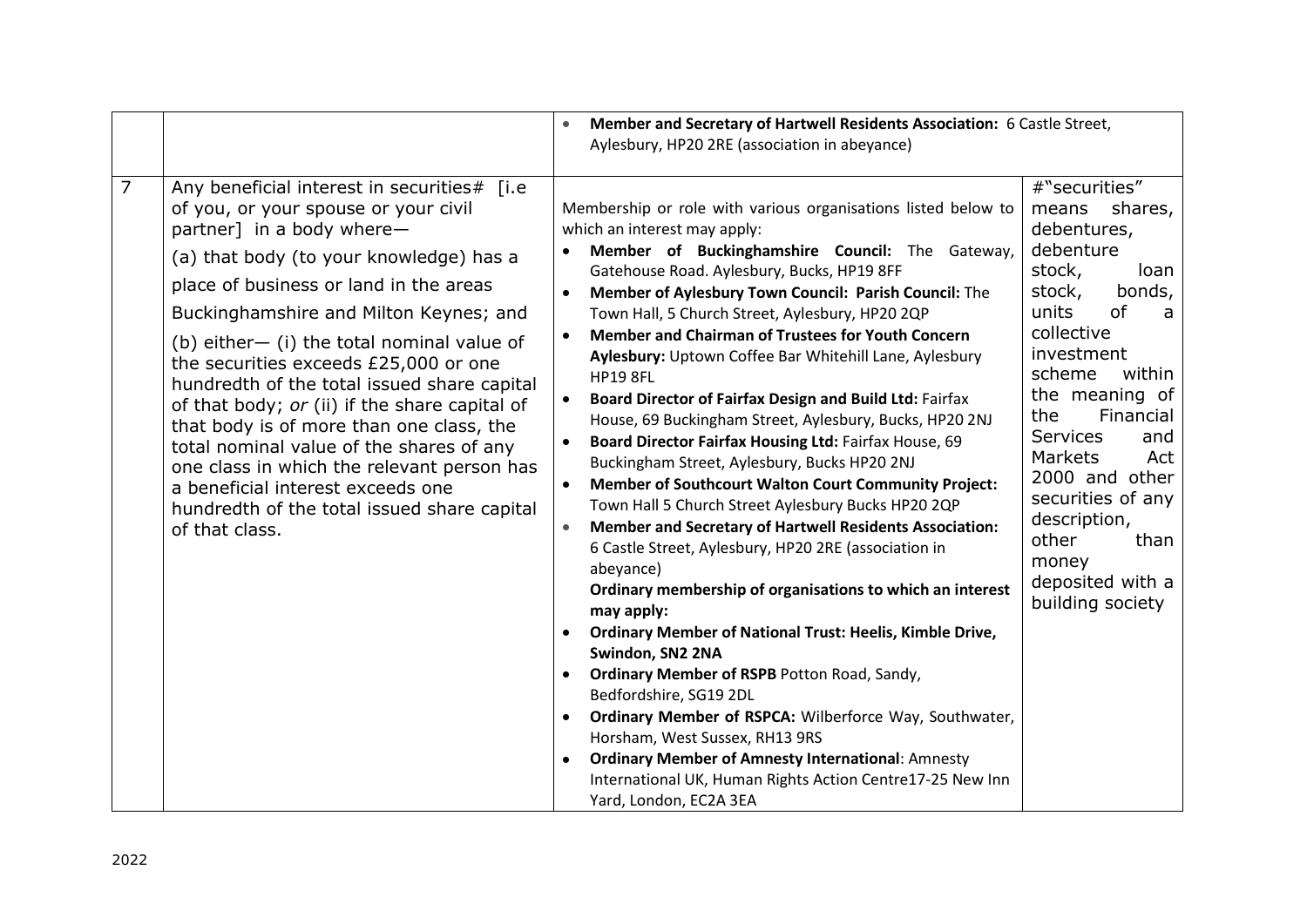| | | | |
|---|---|---|---|
| | | • **Member and Secretary of Hartwell Residents Association:** 6 Castle Street, Aylesbury, HP20 2RE (association in abeyance) | |
| 7 | Any beneficial interest in securities# [i.e of you, or your spouse or your civil partner] in a body where—<br><br>(a) that body (to your knowledge) has a place of business or land in the areas Buckinghamshire and Milton Keynes; and<br><br>(b) either— (i) the total nominal value of the securities exceeds £25,000 or one hundredth of the total issued share capital of that body; *or* (ii) if the share capital of that body is of more than one class, the total nominal value of the shares of any one class in which the relevant person has a beneficial interest exceeds one hundredth of the total issued share capital of that class. | Membership or role with various organisations listed below to which an interest may apply:<br>• **Member of Buckinghamshire Council:** The Gateway, Gatehouse Road. Aylesbury, Bucks, HP19 8FF<br>• **Member of Aylesbury Town Council: Parish Council:** The Town Hall, 5 Church Street, Aylesbury, HP20 2QP<br>• **Member and Chairman of Trustees for Youth Concern Aylesbury:** Uptown Coffee Bar Whitehill Lane, Aylesbury HP19 8FL<br>• **Board Director of Fairfax Design and Build Ltd:** Fairfax House, 69 Buckingham Street, Aylesbury, Bucks, HP20 2NJ<br>• **Board Director Fairfax Housing Ltd:** Fairfax House, 69 Buckingham Street, Aylesbury, Bucks HP20 2NJ<br>• **Member of Southcourt Walton Court Community Project:** Town Hall 5 Church Street Aylesbury Bucks HP20 2QP<br>• **Member and Secretary of Hartwell Residents Association:** 6 Castle Street, Aylesbury, HP20 2RE (association in abeyance)<br>**Ordinary membership of organisations to which an interest may apply:**<br>• **Ordinary Member of National Trust: Heelis, Kimble Drive, Swindon, SN2 2NA**<br>• **Ordinary Member of RSPB** Potton Road, Sandy, Bedfordshire, SG19 2DL<br>• **Ordinary Member of RSPCA:** Wilberforce Way, Southwater, Horsham, West Sussex, RH13 9RS<br>• **Ordinary Member of Amnesty International**: Amnesty International UK, Human Rights Action Centre17-25 New Inn Yard, London, EC2A 3EA | #"securities" means shares, debentures, debenture stock, loan stock, bonds, units of a collective investment scheme within the meaning of the Financial Services and Markets Act 2000 and other securities of any description, other than money deposited with a building society |

2022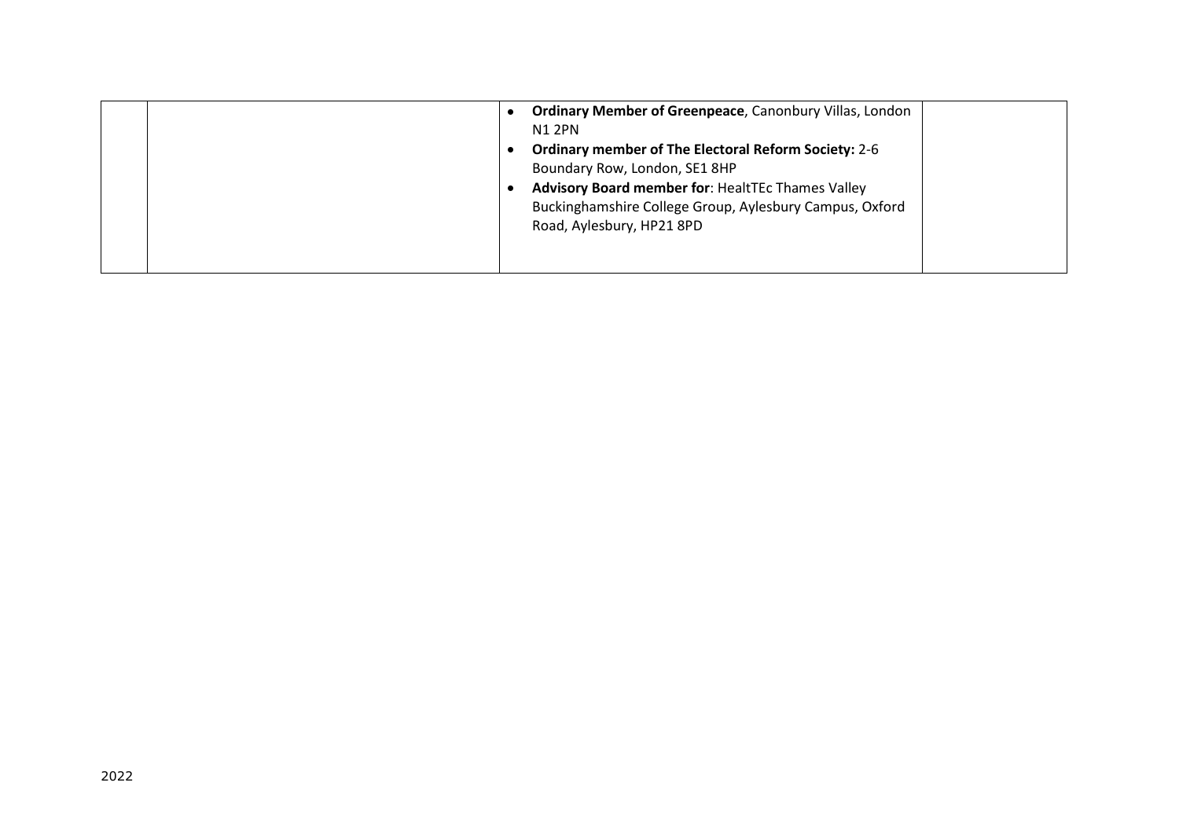| | | | |
|---|---|---|---|
| | | • **Ordinary Member of Greenpeace**, Canonbury Villas, London N1 2PN<br>• **Ordinary member of The Electoral Reform Society:** 2-6 Boundary Row, London, SE1 8HP<br>• **Advisory Board member for**: HealtTEc Thames Valley Buckinghamshire College Group, Aylesbury Campus, Oxford Road, Aylesbury, HP21 8PD | |

2022